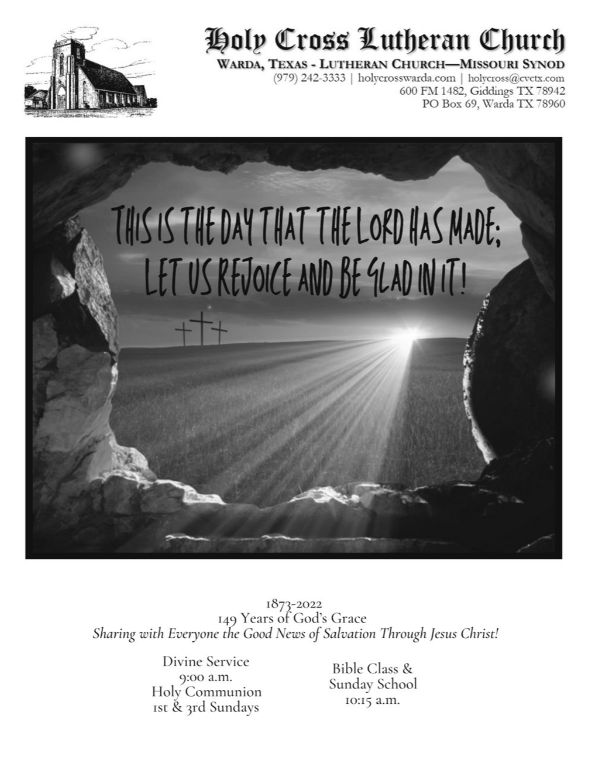# Holy Cross Lutheran Church

**WARDA, TEXAS - LUTHERAN CHURCH—MISSOURI SYNOD**

(979) 242-3333 | holycrosswarda.com | holycross@cvctx.com
600 FM 1482, Giddings TX 78942
PO Box 69, Warda TX 78960

THIS IS THE DAY THAT THE LORD HAS MADE;
LET US REJOICE AND BE GLAD IN IT!

1873-2022
149 Years of God's Grace
*Sharing with Everyone the Good News of Salvation Through Jesus Christ!*

Divine Service
9:00 a.m.
Holy Communion
1st & 3rd Sundays

Bible Class &
Sunday School
10:15 a.m.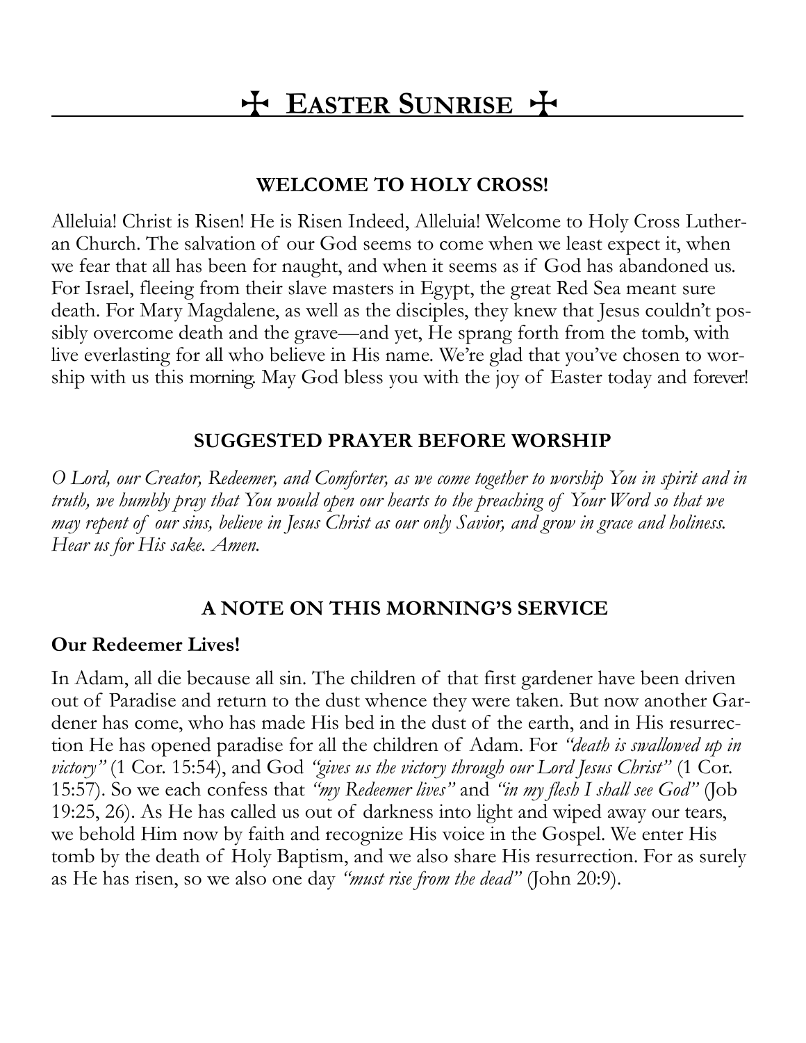# ☩ Easter Sunrise ☩

## WELCOME TO HOLY CROSS!

Alleluia! Christ is Risen! He is Risen Indeed, Alleluia! Welcome to Holy Cross Lutheran Church. The salvation of our God seems to come when we least expect it, when we fear that all has been for naught, and when it seems as if God has abandoned us. For Israel, fleeing from their slave masters in Egypt, the great Red Sea meant sure death. For Mary Magdalene, as well as the disciples, they knew that Jesus couldn't possibly overcome death and the grave—and yet, He sprang forth from the tomb, with live everlasting for all who believe in His name. We're glad that you've chosen to worship with us this morning. May God bless you with the joy of Easter today and forever!

## SUGGESTED PRAYER BEFORE WORSHIP

*O Lord, our Creator, Redeemer, and Comforter, as we come together to worship You in spirit and in truth, we humbly pray that You would open our hearts to the preaching of Your Word so that we may repent of our sins, believe in Jesus Christ as our only Savior, and grow in grace and holiness. Hear us for His sake. Amen.*

## A NOTE ON THIS MORNING'S SERVICE

**Our Redeemer Lives!**

In Adam, all die because all sin. The children of that first gardener have been driven out of Paradise and return to the dust whence they were taken. But now another Gardener has come, who has made His bed in the dust of the earth, and in His resurrection He has opened paradise for all the children of Adam. For *"death is swallowed up in victory"* (1 Cor. 15:54), and God *"gives us the victory through our Lord Jesus Christ"* (1 Cor. 15:57). So we each confess that *"my Redeemer lives"* and *"in my flesh I shall see God"* (Job 19:25, 26). As He has called us out of darkness into light and wiped away our tears, we behold Him now by faith and recognize His voice in the Gospel. We enter His tomb by the death of Holy Baptism, and we also share His resurrection. For as surely as He has risen, so we also one day *"must rise from the dead"* (John 20:9).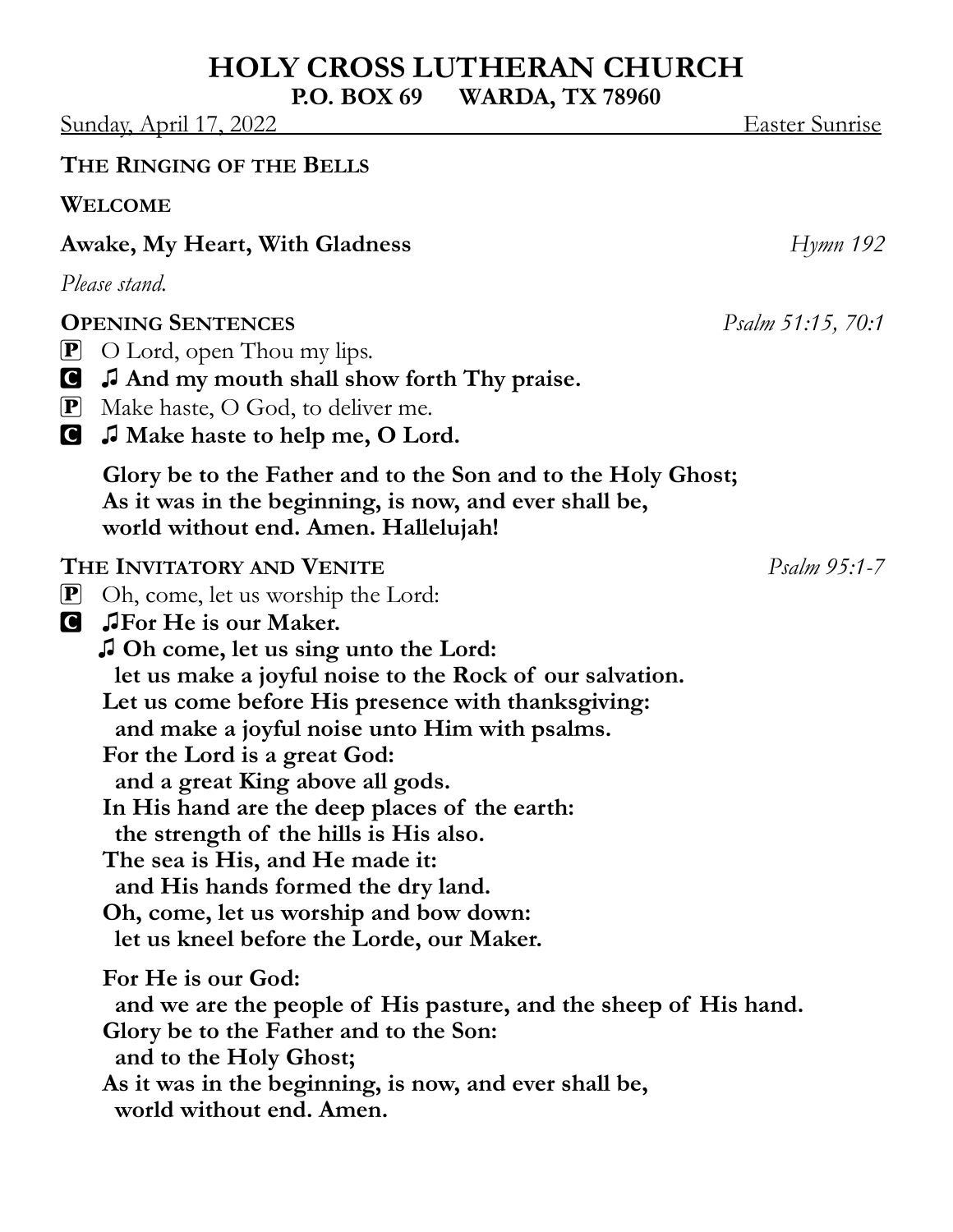# HOLY CROSS LUTHERAN CHURCH

**P.O. BOX 69 WARDA, TX 78960**

Sunday, April 17, 2022 Easter Sunrise

**THE RINGING OF THE BELLS**

**WELCOME**

**Awake, My Heart, With Gladness** *Hymn 192*

*Please stand.*

**OPENING SENTENCES** *Psalm 51:15, 70:1*

**P** O Lord, open Thou my lips.

**C** ♫ **And my mouth shall show forth Thy praise.**

**P** Make haste, O God, to deliver me.

**C** ♫ **Make haste to help me, O Lord.**

**Glory be to the Father and to the Son and to the Holy Ghost;**
**As it was in the beginning, is now, and ever shall be,**
**world without end. Amen. Hallelujah!**

**THE INVITATORY AND VENITE** *Psalm 95:1-7*

**P** Oh, come, let us worship the Lord:

**C** ♫**For He is our Maker.**

♫ **Oh come, let us sing unto the Lord:**
**let us make a joyful noise to the Rock of our salvation.**
**Let us come before His presence with thanksgiving:**
**and make a joyful noise unto Him with psalms.**
**For the Lord is a great God:**
**and a great King above all gods.**
**In His hand are the deep places of the earth:**
**the strength of the hills is His also.**
**The sea is His, and He made it:**
**and His hands formed the dry land.**
**Oh, come, let us worship and bow down:**
**let us kneel before the Lorde, our Maker.**

**For He is our God:**
**and we are the people of His pasture, and the sheep of His hand.**
**Glory be to the Father and to the Son:**
**and to the Holy Ghost;**
**As it was in the beginning, is now, and ever shall be,**
**world without end. Amen.**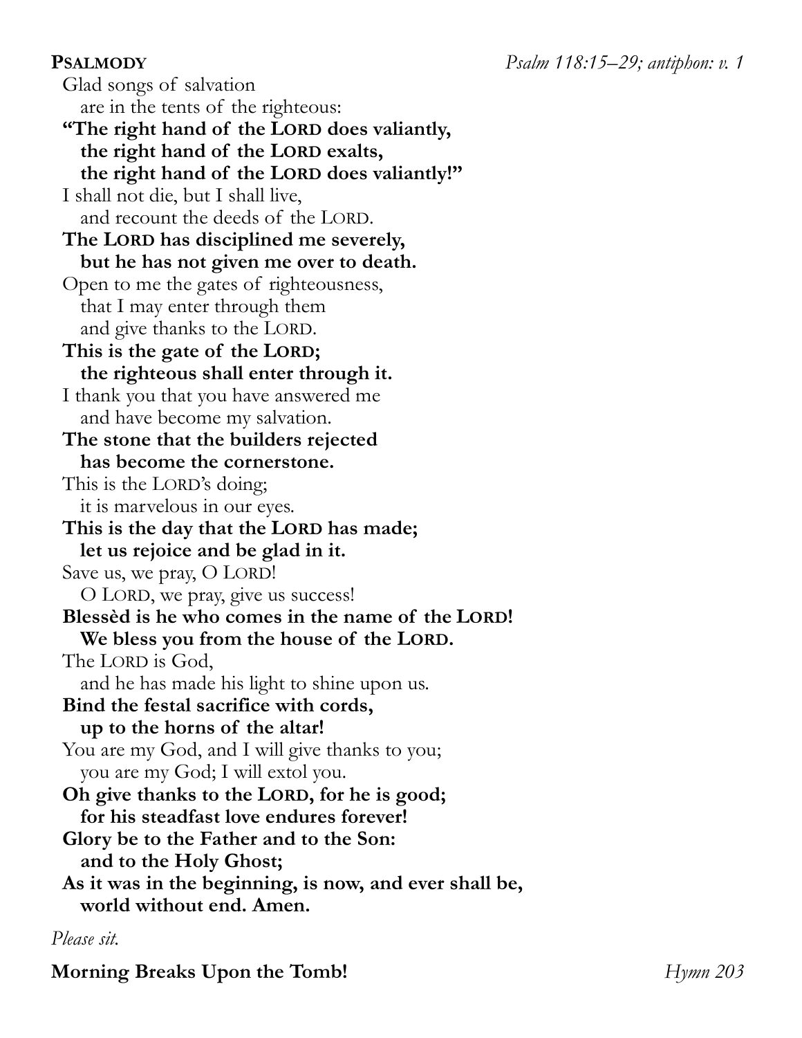**PSALMODY** *Psalm 118:15–29; antiphon: v. 1*

Glad songs of salvation  
  are in the tents of the righteous:  
**"The right hand of the LORD does valiantly,**  
  **the right hand of the LORD exalts,**  
  **the right hand of the LORD does valiantly!"**  
I shall not die, but I shall live,  
  and recount the deeds of the LORD.  
**The LORD has disciplined me severely,**  
  **but he has not given me over to death.**  
Open to me the gates of righteousness,  
  that I may enter through them  
  and give thanks to the LORD.  
**This is the gate of the LORD;**  
  **the righteous shall enter through it.**  
I thank you that you have answered me  
  and have become my salvation.  
**The stone that the builders rejected**  
  **has become the cornerstone.**  
This is the LORD's doing;  
  it is marvelous in our eyes.  
**This is the day that the LORD has made;**  
  **let us rejoice and be glad in it.**  
Save us, we pray, O LORD!  
  O LORD, we pray, give us success!  
**Blessèd is he who comes in the name of the LORD!**  
  **We bless you from the house of the LORD.**  
The LORD is God,  
  and he has made his light to shine upon us.  
**Bind the festal sacrifice with cords,**  
  **up to the horns of the altar!**  
You are my God, and I will give thanks to you;  
  you are my God; I will extol you.  
**Oh give thanks to the LORD, for he is good;**  
  **for his steadfast love endures forever!**  
**Glory be to the Father and to the Son:**  
  **and to the Holy Ghost;**  
**As it was in the beginning, is now, and ever shall be,**  
  **world without end. Amen.**

*Please sit.*

**Morning Breaks Upon the Tomb!** *Hymn 203*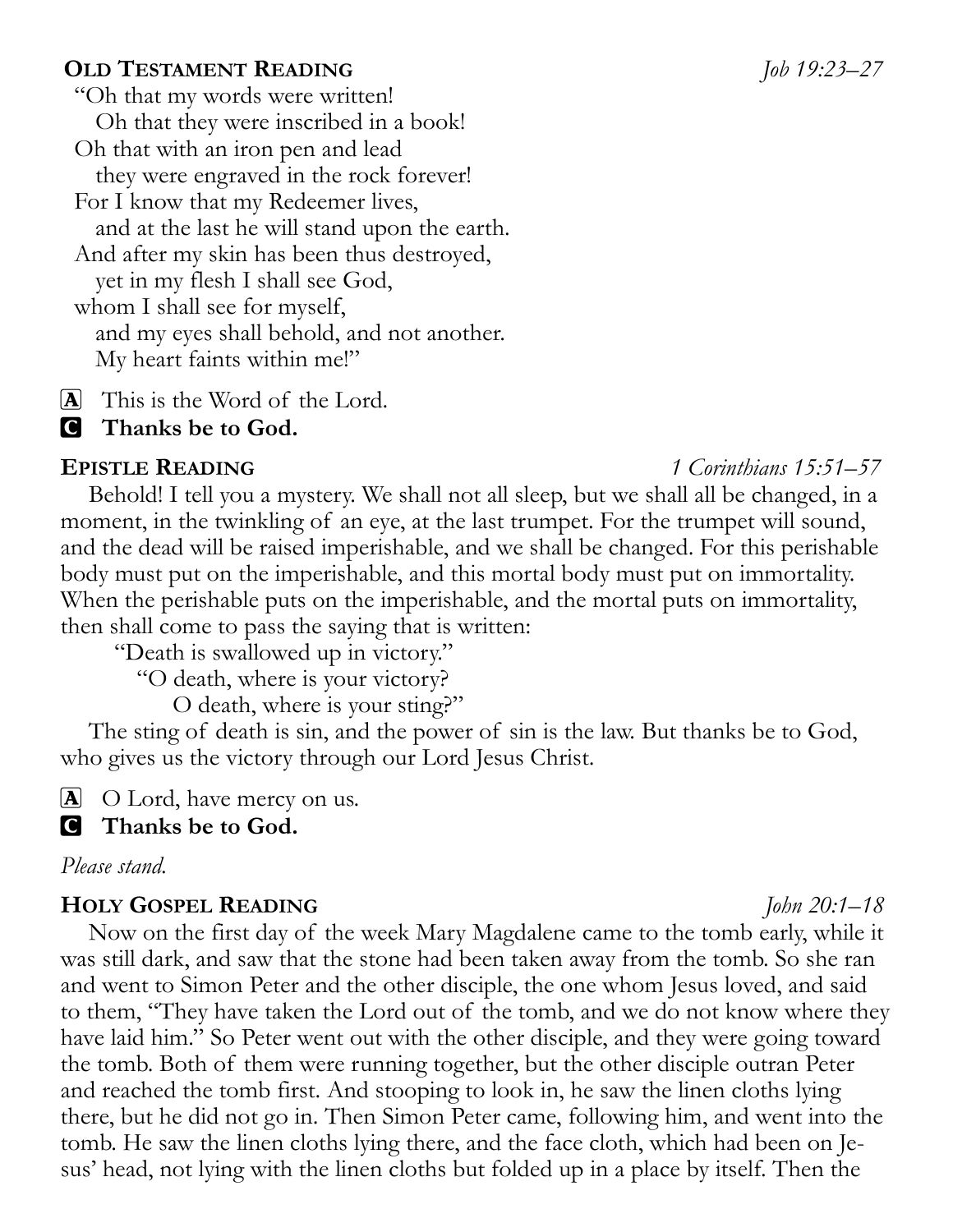**OLD TESTAMENT READING** *Job 19:23–27*

"Oh that my words were written!
  Oh that they were inscribed in a book!
Oh that with an iron pen and lead
  they were engraved in the rock forever!
For I know that my Redeemer lives,
  and at the last he will stand upon the earth.
And after my skin has been thus destroyed,
  yet in my flesh I shall see God,
whom I shall see for myself,
  and my eyes shall behold, and not another.
  My heart faints within me!"

A This is the Word of the Lord.

C **Thanks be to God.**

**EPISTLE READING** *1 Corinthians 15:51–57*

Behold! I tell you a mystery. We shall not all sleep, but we shall all be changed, in a moment, in the twinkling of an eye, at the last trumpet. For the trumpet will sound, and the dead will be raised imperishable, and we shall be changed. For this perishable body must put on the imperishable, and this mortal body must put on immortality. When the perishable puts on the imperishable, and the mortal puts on immortality, then shall come to pass the saying that is written:

"Death is swallowed up in victory."
  "O death, where is your victory?
    O death, where is your sting?"

The sting of death is sin, and the power of sin is the law. But thanks be to God, who gives us the victory through our Lord Jesus Christ.

A O Lord, have mercy on us.

C **Thanks be to God.**

*Please stand.*

**HOLY GOSPEL READING** *John 20:1–18*

Now on the first day of the week Mary Magdalene came to the tomb early, while it was still dark, and saw that the stone had been taken away from the tomb. So she ran and went to Simon Peter and the other disciple, the one whom Jesus loved, and said to them, "They have taken the Lord out of the tomb, and we do not know where they have laid him." So Peter went out with the other disciple, and they were going toward the tomb. Both of them were running together, but the other disciple outran Peter and reached the tomb first. And stooping to look in, he saw the linen cloths lying there, but he did not go in. Then Simon Peter came, following him, and went into the tomb. He saw the linen cloths lying there, and the face cloth, which had been on Jesus' head, not lying with the linen cloths but folded up in a place by itself. Then the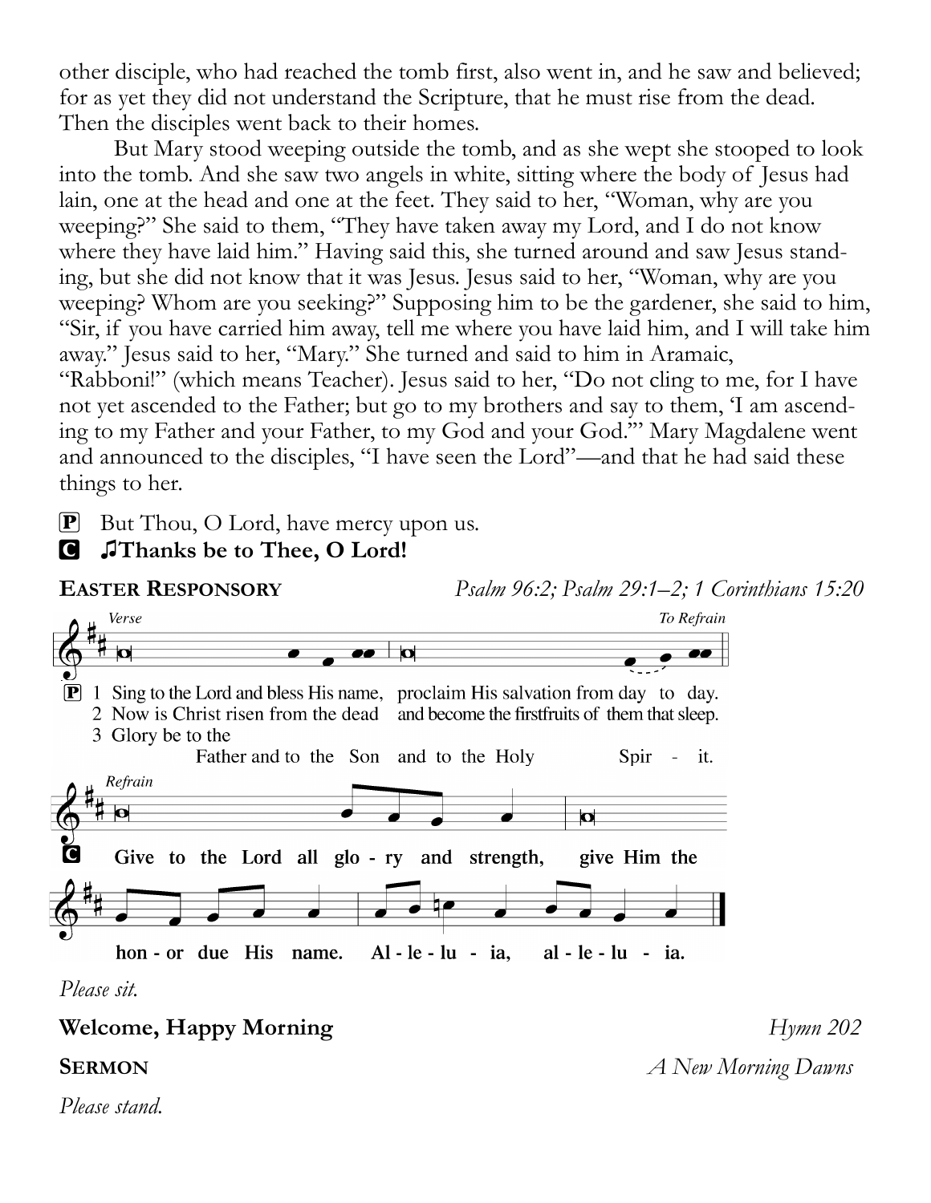other disciple, who had reached the tomb first, also went in, and he saw and believed; for as yet they did not understand the Scripture, that he must rise from the dead. Then the disciples went back to their homes.

But Mary stood weeping outside the tomb, and as she wept she stooped to look into the tomb. And she saw two angels in white, sitting where the body of Jesus had lain, one at the head and one at the feet. They said to her, "Woman, why are you weeping?" She said to them, "They have taken away my Lord, and I do not know where they have laid him." Having said this, she turned around and saw Jesus standing, but she did not know that it was Jesus. Jesus said to her, "Woman, why are you weeping? Whom are you seeking?" Supposing him to be the gardener, she said to him, "Sir, if you have carried him away, tell me where you have laid him, and I will take him away." Jesus said to her, "Mary." She turned and said to him in Aramaic, "Rabboni!" (which means Teacher). Jesus said to her, "Do not cling to me, for I have not yet ascended to the Father; but go to my brothers and say to them, 'I am ascending to my Father and your Father, to my God and your God.'" Mary Magdalene went and announced to the disciples, "I have seen the Lord"—and that he had said these things to her.

P But Thou, O Lord, have mercy upon us.

C **♫Thanks be to Thee, O Lord!**

**EASTER RESPONSORY** *Psalm 96:2; Psalm 29:1–2; 1 Corinthians 15:20*

*Verse* / *To Refrain*

P 1 Sing to the Lord and bless His name, proclaim His salvation from day to day.
2 Now is Christ risen from the dead and become the firstfruits of them that sleep.
3 Glory be to the Father and to the Son and to the Holy Spir - it.

*Refrain*

C **Give to the Lord all glo - ry and strength, give Him the hon - or due His name. Al - le - lu - ia, al - le - lu - ia.**

*Please sit.*

**Welcome, Happy Morning** *Hymn 202*

**SERMON** *A New Morning Dawns*

*Please stand.*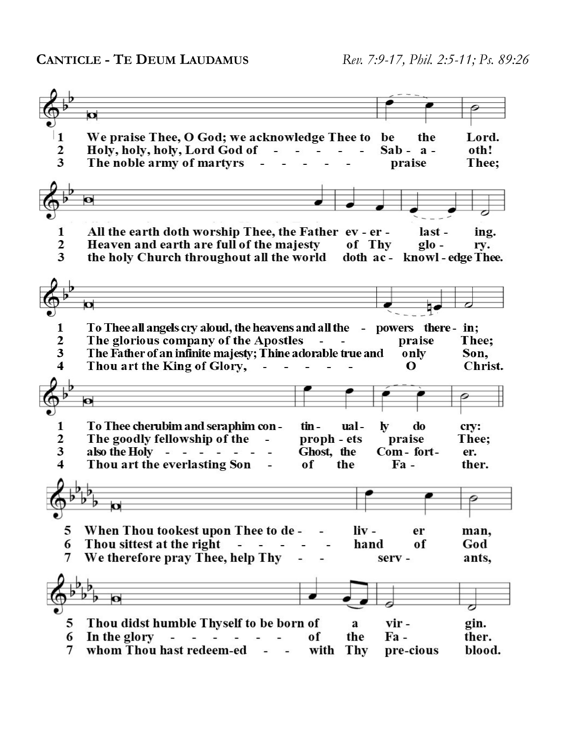## **Canticle - Te Deum Laudamus**

*Rev. 7:9-17, Phil. 2:5-11; Ps. 89:26*

1 We praise Thee, O God; we acknowledge Thee to be the Lord.
2 Holy, holy, holy, Lord God of - - - - - - Sab - a - oth!
3 The noble army of martyrs - - - - - - praise Thee;

1 All the earth doth worship Thee, the Father ev - er - last - ing.
2 Heaven and earth are full of the majesty of Thy glo - ry.
3 the holy Church throughout all the world doth ac - knowl - edge Thee.

1 To Thee all angels cry aloud, the heavens and all the - powers there - in;
2 The glorious company of the Apostles - - praise Thee;
3 The Father of an infinite majesty; Thine adorable true and only Son,
4 Thou art the King of Glory, - - - - - O Christ.

1 To Thee cherubim and seraphim con - tin - ual - ly do cry:
2 The goodly fellowship of the - proph - ets praise Thee;
3 also the Holy - - - - - - - - Ghost, the Com - fort - er.
4 Thou art the everlasting Son - of the Fa - ther.

5 When Thou tookest upon Thee to de - - liv - er man,
6 Thou sittest at the right - - - - - - hand of God
7 We therefore pray Thee, help Thy - - serv - ants,

5 Thou didst humble Thyself to be born of a vir - gin.
6 In the glory - - - - - - - of the Fa - ther.
7 whom Thou hast redeem-ed - - with Thy pre-cious blood.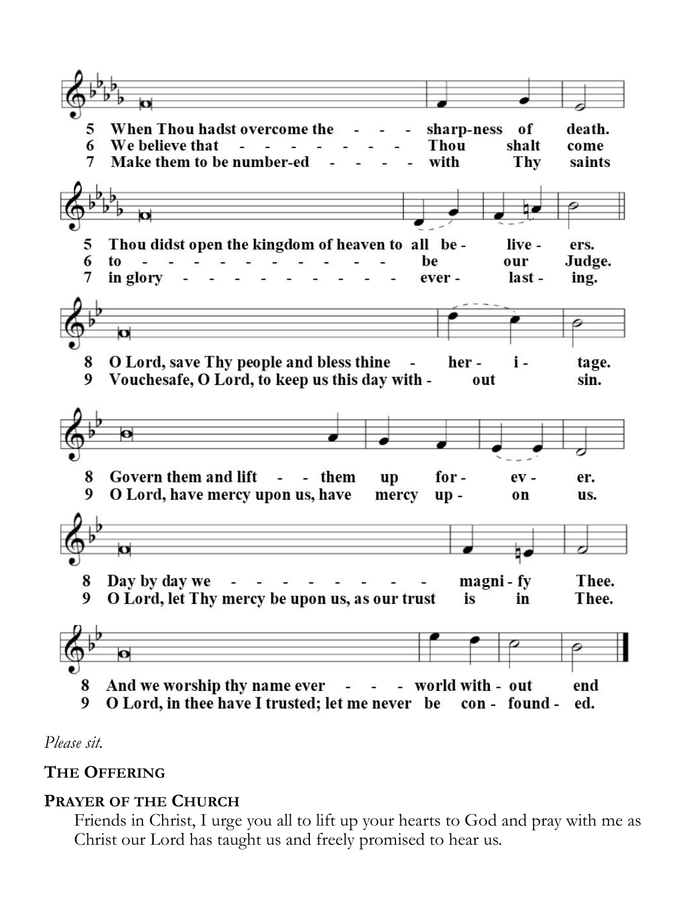5 When Thou hadst overcome the - - - sharp-ness of death.
6 We believe that - - - - - - - - Thou shalt come
7 Make them to be number-ed - - - - with Thy saints

5 Thou didst open the kingdom of heaven to all be - live - ers.
6 to - - - - - - - - - - - - - be our Judge.
7 in glory - - - - - - - - - - - ever - last - ing.

8 O Lord, save Thy people and bless thine - her - i - tage.
9 Vouchesafe, O Lord, to keep us this day with - out sin.

8 Govern them and lift - - them up for - ev - er.
9 O Lord, have mercy upon us, have mercy up - on us.

8 Day by day we - - - - - - - - - magni - fy Thee.
9 O Lord, let Thy mercy be upon us, as our trust is in Thee.

8 And we worship thy name ever - - - world with - out end
9 O Lord, in thee have I trusted; let me never be con - found - ed.

*Please sit.*

**THE OFFERING**

**PRAYER OF THE CHURCH**

Friends in Christ, I urge you all to lift up your hearts to God and pray with me as Christ our Lord has taught us and freely promised to hear us.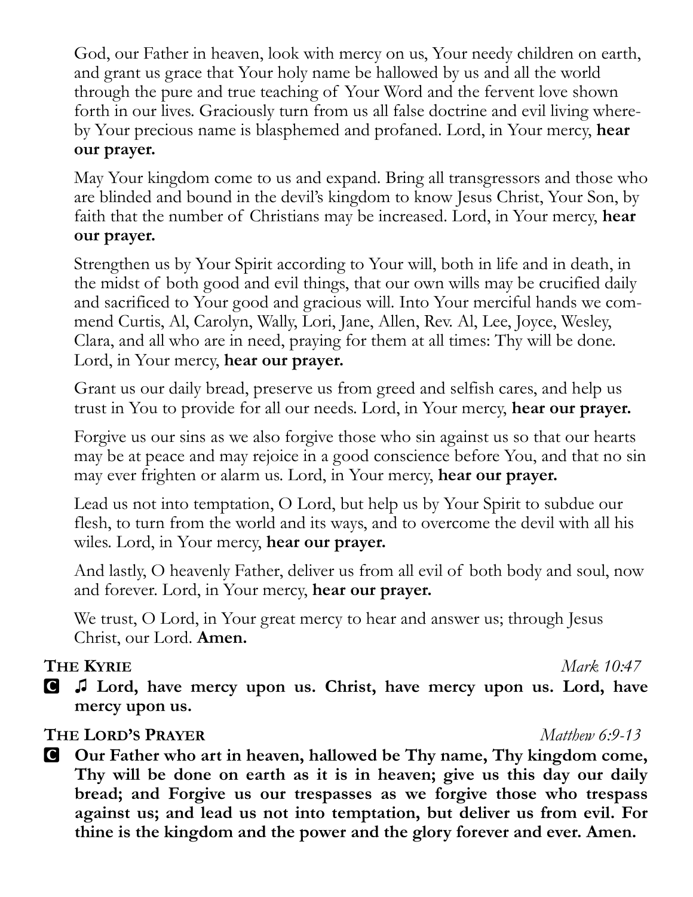God, our Father in heaven, look with mercy on us, Your needy children on earth, and grant us grace that Your holy name be hallowed by us and all the world through the pure and true teaching of Your Word and the fervent love shown forth in our lives. Graciously turn from us all false doctrine and evil living whereby Your precious name is blasphemed and profaned. Lord, in Your mercy, **hear our prayer.**

May Your kingdom come to us and expand. Bring all transgressors and those who are blinded and bound in the devil's kingdom to know Jesus Christ, Your Son, by faith that the number of Christians may be increased. Lord, in Your mercy, **hear our prayer.**

Strengthen us by Your Spirit according to Your will, both in life and in death, in the midst of both good and evil things, that our own wills may be crucified daily and sacrificed to Your good and gracious will. Into Your merciful hands we commend Curtis, Al, Carolyn, Wally, Lori, Jane, Allen, Rev. Al, Lee, Joyce, Wesley, Clara, and all who are in need, praying for them at all times: Thy will be done. Lord, in Your mercy, **hear our prayer.**

Grant us our daily bread, preserve us from greed and selfish cares, and help us trust in You to provide for all our needs. Lord, in Your mercy, **hear our prayer.**

Forgive us our sins as we also forgive those who sin against us so that our hearts may be at peace and may rejoice in a good conscience before You, and that no sin may ever frighten or alarm us. Lord, in Your mercy, **hear our prayer.**

Lead us not into temptation, O Lord, but help us by Your Spirit to subdue our flesh, to turn from the world and its ways, and to overcome the devil with all his wiles. Lord, in Your mercy, **hear our prayer.**

And lastly, O heavenly Father, deliver us from all evil of both body and soul, now and forever. Lord, in Your mercy, **hear our prayer.**

We trust, O Lord, in Your great mercy to hear and answer us; through Jesus Christ, our Lord. **Amen.**

**THE KYRIE** *Mark 10:47*

**C ♫ Lord, have mercy upon us. Christ, have mercy upon us. Lord, have mercy upon us.**

**THE LORD'S PRAYER** *Matthew 6:9-13*

**C Our Father who art in heaven, hallowed be Thy name, Thy kingdom come, Thy will be done on earth as it is in heaven; give us this day our daily bread; and Forgive us our trespasses as we forgive those who trespass against us; and lead us not into temptation, but deliver us from evil. For thine is the kingdom and the power and the glory forever and ever. Amen.**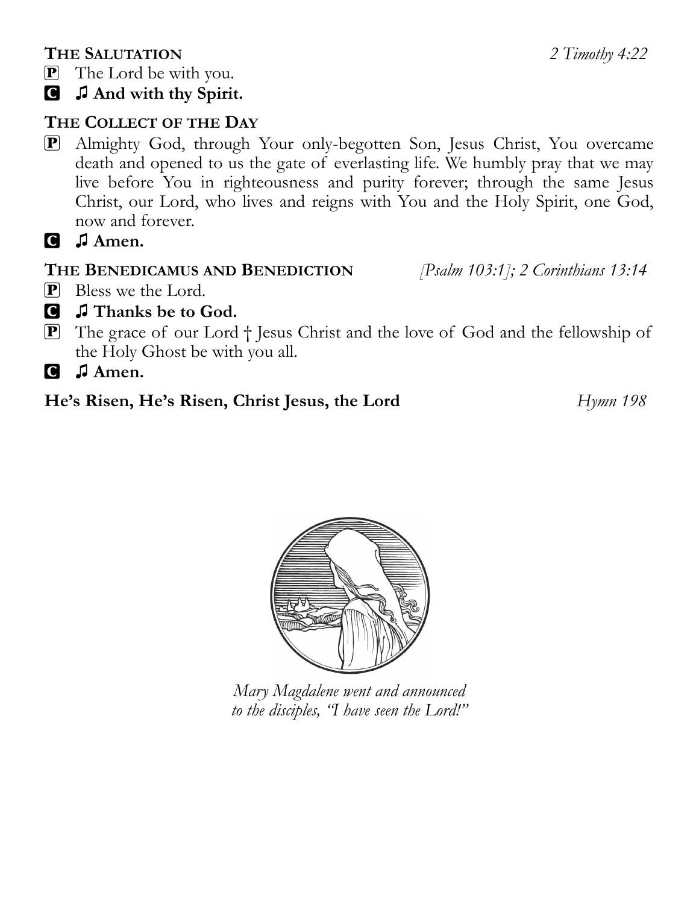**THE SALUTATION** *2 Timothy 4:22*

P The Lord be with you.

C ♫ **And with thy Spirit.**

**THE COLLECT OF THE DAY**

P Almighty God, through Your only-begotten Son, Jesus Christ, You overcame death and opened to us the gate of everlasting life. We humbly pray that we may live before You in righteousness and purity forever; through the same Jesus Christ, our Lord, who lives and reigns with You and the Holy Spirit, one God, now and forever.

C ♫ **Amen.**

**THE BENEDICAMUS AND BENEDICTION** *[Psalm 103:1]; 2 Corinthians 13:14*

P Bless we the Lord.

C ♫ **Thanks be to God.**

P The grace of our Lord † Jesus Christ and the love of God and the fellowship of the Holy Ghost be with you all.

C ♫ **Amen.**

**He's Risen, He's Risen, Christ Jesus, the Lord** *Hymn 198*

*Mary Magdalene went and announced to the disciples, "I have seen the Lord!"*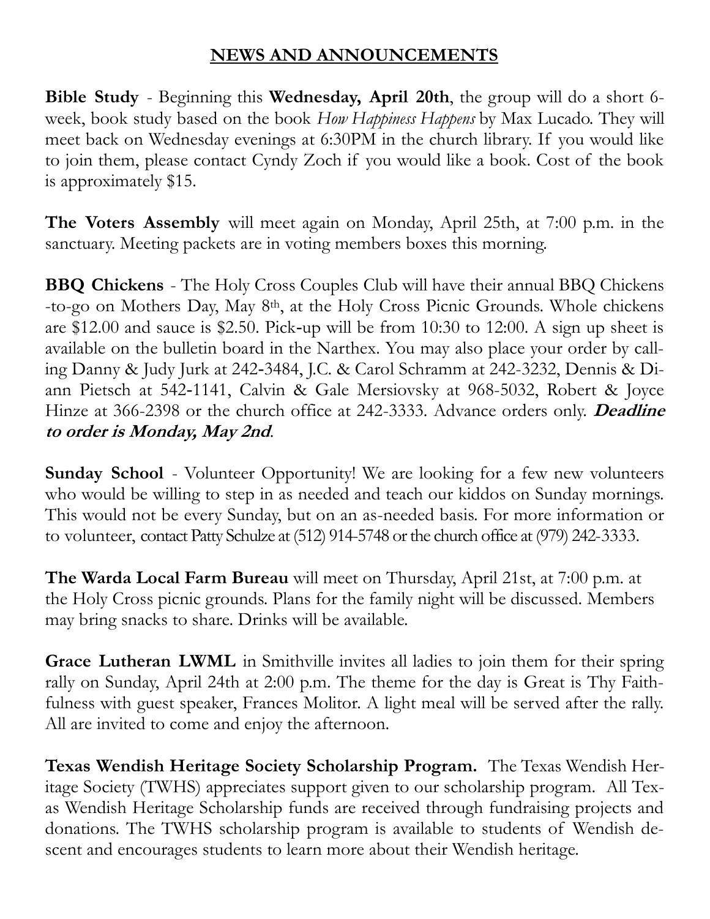## NEWS AND ANNOUNCEMENTS

**Bible Study** - Beginning this **Wednesday, April 20th**, the group will do a short 6-week, book study based on the book *How Happiness Happens* by Max Lucado. They will meet back on Wednesday evenings at 6:30PM in the church library. If you would like to join them, please contact Cyndy Zoch if you would like a book. Cost of the book is approximately $15.

**The Voters Assembly** will meet again on Monday, April 25th, at 7:00 p.m. in the sanctuary. Meeting packets are in voting members boxes this morning.

**BBQ Chickens** - The Holy Cross Couples Club will have their annual BBQ Chickens -to-go on Mothers Day, May 8th, at the Holy Cross Picnic Grounds. Whole chickens are $12.00 and sauce is $2.50. Pick-up will be from 10:30 to 12:00. A sign up sheet is available on the bulletin board in the Narthex. You may also place your order by calling Danny & Judy Jurk at 242-3484, J.C. & Carol Schramm at 242-3232, Dennis & Diann Pietsch at 542-1141, Calvin & Gale Mersiovsky at 968-5032, Robert & Joyce Hinze at 366-2398 or the church office at 242-3333. Advance orders only. ***Deadline to order is Monday, May 2nd***.

**Sunday School** - Volunteer Opportunity! We are looking for a few new volunteers who would be willing to step in as needed and teach our kiddos on Sunday mornings. This would not be every Sunday, but on an as-needed basis. For more information or to volunteer, contact Patty Schulze at (512) 914-5748 or the church office at (979) 242-3333.

**The Warda Local Farm Bureau** will meet on Thursday, April 21st, at 7:00 p.m. at the Holy Cross picnic grounds. Plans for the family night will be discussed. Members may bring snacks to share. Drinks will be available.

**Grace Lutheran LWML** in Smithville invites all ladies to join them for their spring rally on Sunday, April 24th at 2:00 p.m. The theme for the day is Great is Thy Faithfulness with guest speaker, Frances Molitor. A light meal will be served after the rally. All are invited to come and enjoy the afternoon.

**Texas Wendish Heritage Society Scholarship Program.** The Texas Wendish Heritage Society (TWHS) appreciates support given to our scholarship program. All Texas Wendish Heritage Scholarship funds are received through fundraising projects and donations. The TWHS scholarship program is available to students of Wendish descent and encourages students to learn more about their Wendish heritage.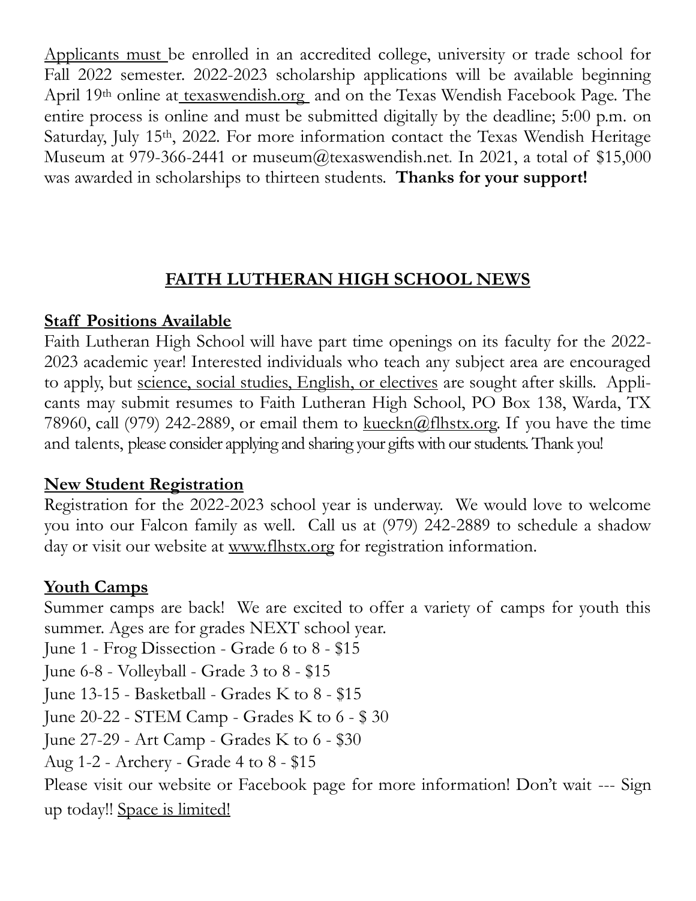Applicants must be enrolled in an accredited college, university or trade school for Fall 2022 semester. 2022-2023 scholarship applications will be available beginning April 19th online at texaswendish.org and on the Texas Wendish Facebook Page. The entire process is online and must be submitted digitally by the deadline; 5:00 p.m. on Saturday, July 15th, 2022. For more information contact the Texas Wendish Heritage Museum at 979-366-2441 or museum@texaswendish.net. In 2021, a total of $15,000 was awarded in scholarships to thirteen students. **Thanks for your support!**

## FAITH LUTHERAN HIGH SCHOOL NEWS

### Staff Positions Available

Faith Lutheran High School will have part time openings on its faculty for the 2022-2023 academic year! Interested individuals who teach any subject area are encouraged to apply, but science, social studies, English, or electives are sought after skills. Applicants may submit resumes to Faith Lutheran High School, PO Box 138, Warda, TX 78960, call (979) 242-2889, or email them to kueckn@flhstx.org. If you have the time and talents, please consider applying and sharing your gifts with our students. Thank you!

### New Student Registration

Registration for the 2022-2023 school year is underway. We would love to welcome you into our Falcon family as well. Call us at (979) 242-2889 to schedule a shadow day or visit our website at www.flhstx.org for registration information.

### Youth Camps

Summer camps are back! We are excited to offer a variety of camps for youth this summer. Ages are for grades NEXT school year.

June 1 - Frog Dissection - Grade 6 to 8 - $15
June 6-8 - Volleyball - Grade 3 to 8 - $15
June 13-15 - Basketball - Grades K to 8 - $15
June 20-22 - STEM Camp - Grades K to 6 - $ 30
June 27-29 - Art Camp - Grades K to 6 - $30
Aug 1-2 - Archery - Grade 4 to 8 - $15

Please visit our website or Facebook page for more information! Don't wait --- Sign up today!! Space is limited!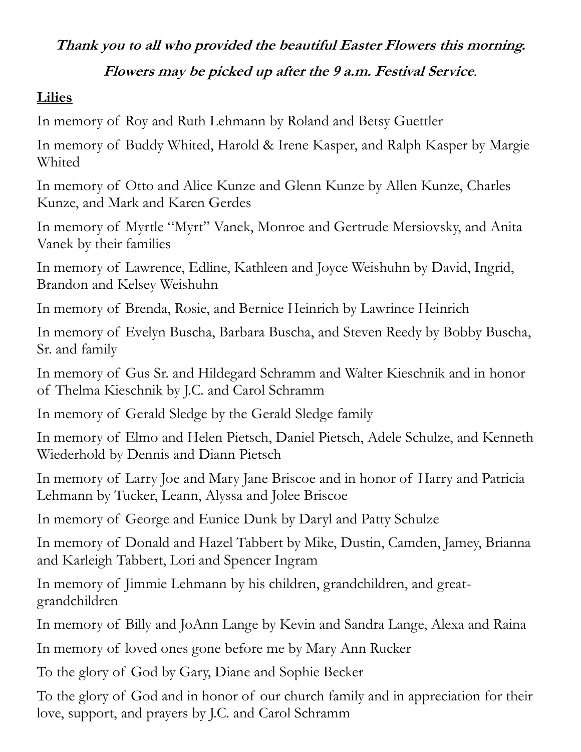***Thank you to all who provided the beautiful Easter Flowers this morning.***

***Flowers may be picked up after the 9 a.m. Festival Service.***

**Lilies**

In memory of Roy and Ruth Lehmann by Roland and Betsy Guettler

In memory of Buddy Whited, Harold & Irene Kasper, and Ralph Kasper by Margie Whited

In memory of Otto and Alice Kunze and Glenn Kunze by Allen Kunze, Charles Kunze, and Mark and Karen Gerdes

In memory of Myrtle "Myrt" Vanek, Monroe and Gertrude Mersiovsky, and Anita Vanek by their families

In memory of Lawrence, Edline, Kathleen and Joyce Weishuhn by David, Ingrid, Brandon and Kelsey Weishuhn

In memory of Brenda, Rosie, and Bernice Heinrich by Lawrince Heinrich

In memory of Evelyn Buscha, Barbara Buscha, and Steven Reedy by Bobby Buscha, Sr. and family

In memory of Gus Sr. and Hildegard Schramm and Walter Kieschnik and in honor of Thelma Kieschnik by J.C. and Carol Schramm

In memory of Gerald Sledge by the Gerald Sledge family

In memory of Elmo and Helen Pietsch, Daniel Pietsch, Adele Schulze, and Kenneth Wiederhold by Dennis and Diann Pietsch

In memory of Larry Joe and Mary Jane Briscoe and in honor of Harry and Patricia Lehmann by Tucker, Leann, Alyssa and Jolee Briscoe

In memory of George and Eunice Dunk by Daryl and Patty Schulze

In memory of Donald and Hazel Tabbert by Mike, Dustin, Camden, Jamey, Brianna and Karleigh Tabbert, Lori and Spencer Ingram

In memory of Jimmie Lehmann by his children, grandchildren, and great-grandchildren

In memory of Billy and JoAnn Lange by Kevin and Sandra Lange, Alexa and Raina

In memory of loved ones gone before me by Mary Ann Rucker

To the glory of God by Gary, Diane and Sophie Becker

To the glory of God and in honor of our church family and in appreciation for their love, support, and prayers by J.C. and Carol Schramm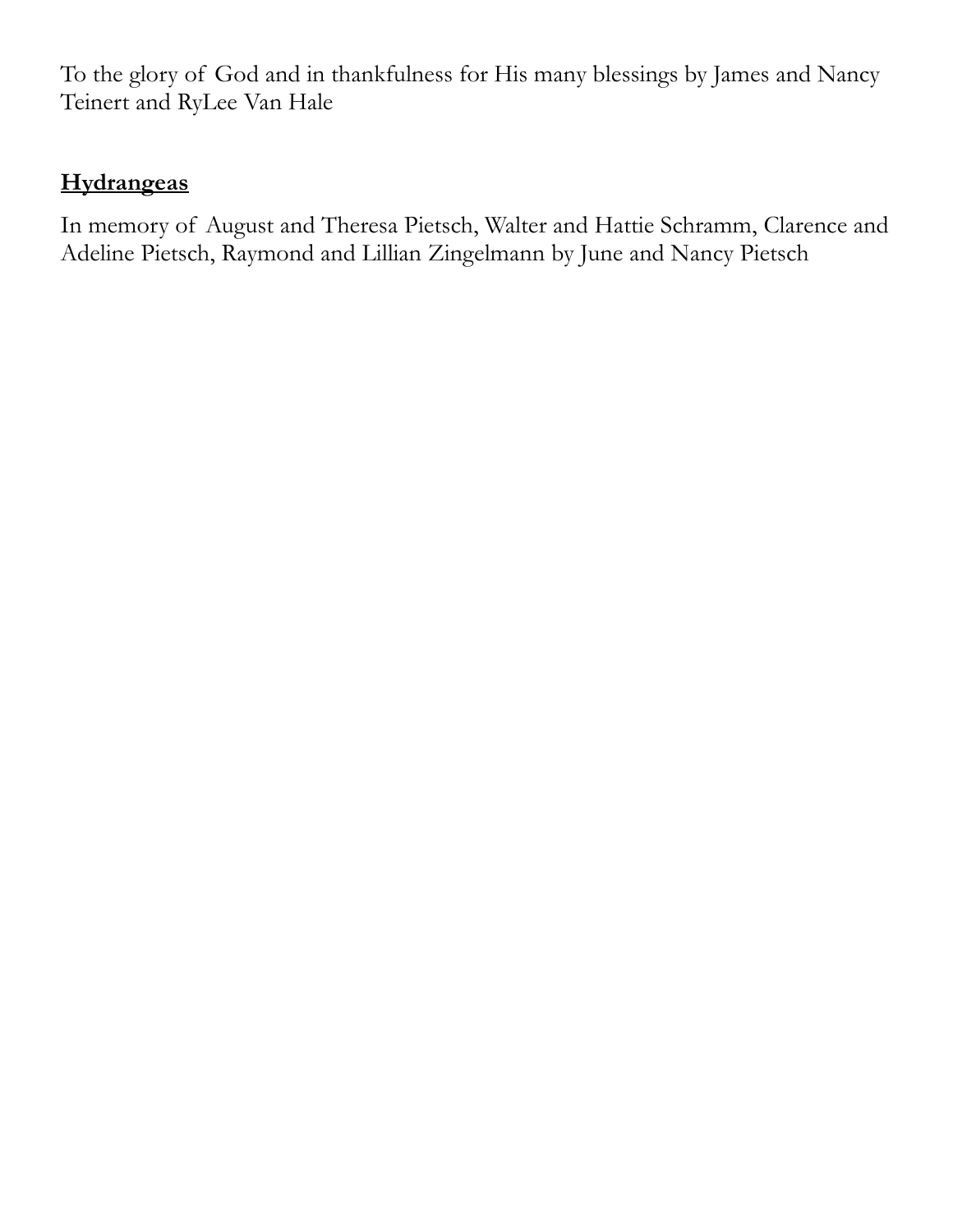To the glory of God and in thankfulness for His many blessings by James and Nancy Teinert and RyLee Van Hale

**Hydrangeas**

In memory of August and Theresa Pietsch, Walter and Hattie Schramm, Clarence and Adeline Pietsch, Raymond and Lillian Zingelmann by June and Nancy Pietsch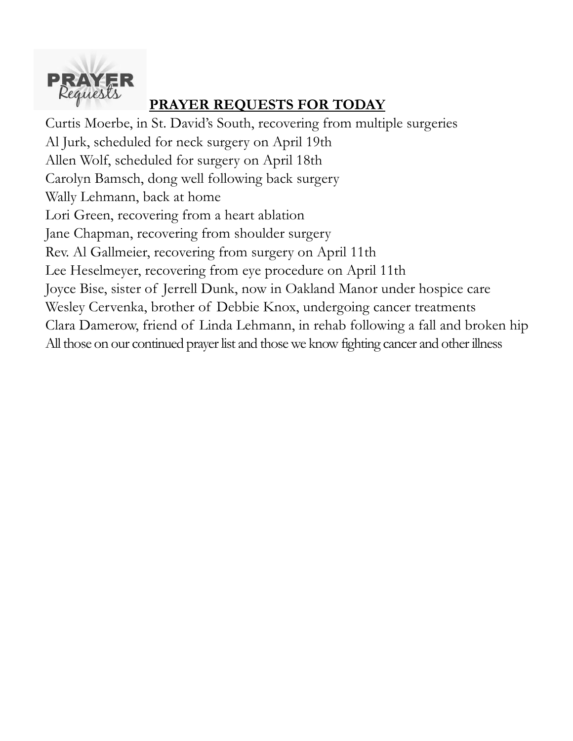## PRAYER REQUESTS FOR TODAY

Curtis Moerbe, in St. David's South, recovering from multiple surgeries
Al Jurk, scheduled for neck surgery on April 19th
Allen Wolf, scheduled for surgery on April 18th
Carolyn Bamsch, dong well following back surgery
Wally Lehmann, back at home
Lori Green, recovering from a heart ablation
Jane Chapman, recovering from shoulder surgery
Rev. Al Gallmeier, recovering from surgery on April 11th
Lee Heselmeyer, recovering from eye procedure on April 11th
Joyce Bise, sister of Jerrell Dunk, now in Oakland Manor under hospice care
Wesley Cervenka, brother of Debbie Knox, undergoing cancer treatments
Clara Damerow, friend of Linda Lehmann, in rehab following a fall and broken hip
All those on our continued prayer list and those we know fighting cancer and other illness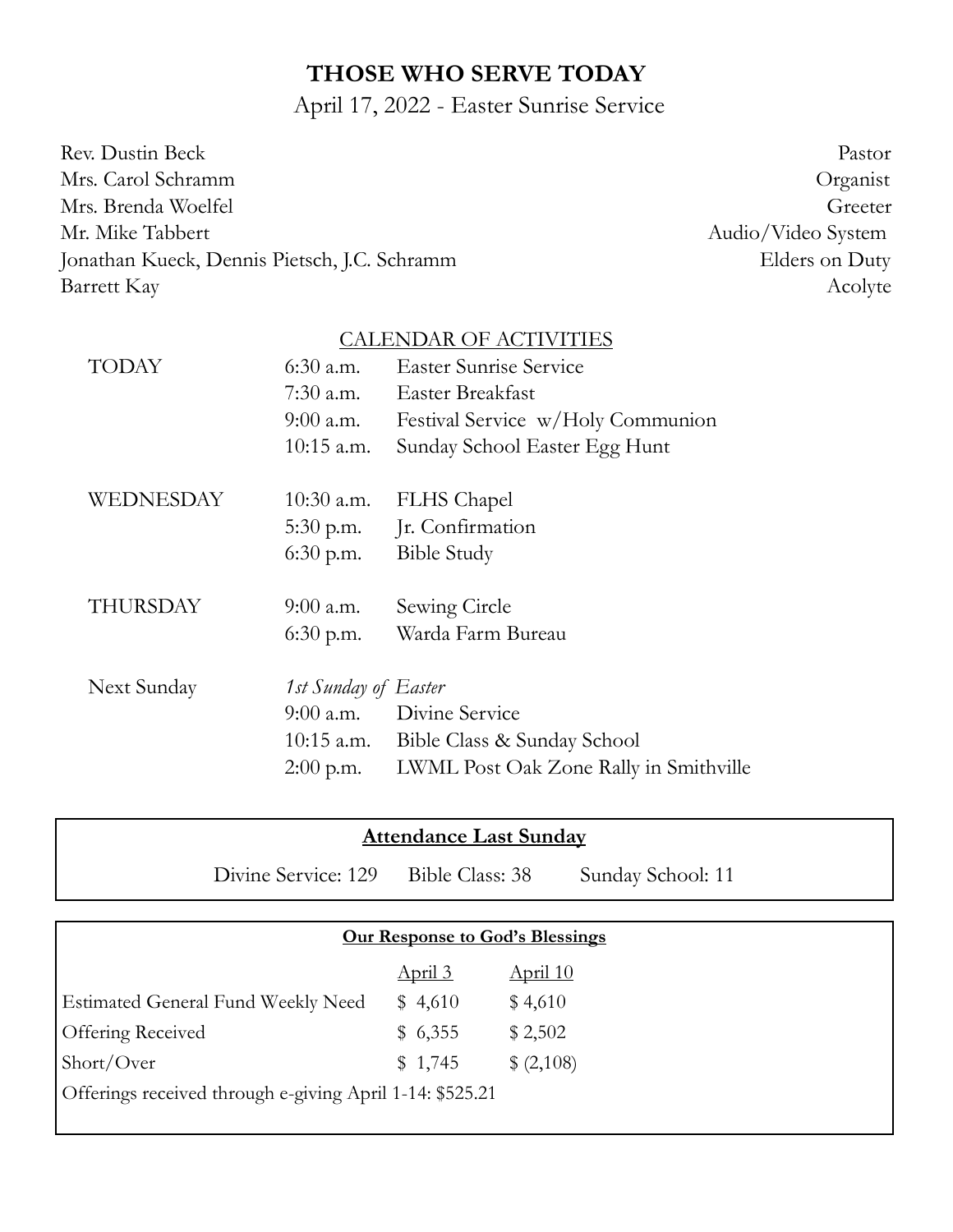# THOSE WHO SERVE TODAY

April 17, 2022 - Easter Sunrise Service

| | |
|---|---|
| Rev. Dustin Beck | Pastor |
| Mrs. Carol Schramm | Organist |
| Mrs. Brenda Woelfel | Greeter |
| Mr. Mike Tabbert | Audio/Video System |
| Jonathan Kueck, Dennis Pietsch, J.C. Schramm | Elders on Duty |
| Barrett Kay | Acolyte |

## CALENDAR OF ACTIVITIES

| | | |
|---|---|---|
| TODAY | 6:30 a.m. | Easter Sunrise Service |
| | 7:30 a.m. | Easter Breakfast |
| | 9:00 a.m. | Festival Service w/Holy Communion |
| | 10:15 a.m. | Sunday School Easter Egg Hunt |
| WEDNESDAY | 10:30 a.m. | FLHS Chapel |
| | 5:30 p.m. | Jr. Confirmation |
| | 6:30 p.m. | Bible Study |
| THURSDAY | 9:00 a.m. | Sewing Circle |
| | 6:30 p.m. | Warda Farm Bureau |
| Next Sunday | *1st Sunday of Easter* | |
| | 9:00 a.m. | Divine Service |
| | 10:15 a.m. | Bible Class & Sunday School |
| | 2:00 p.m. | LWML Post Oak Zone Rally in Smithville |

**Attendance Last Sunday**

Divine Service: 129 Bible Class: 38 Sunday School: 11

**Our Response to God's Blessings**

| | April 3 | April 10 |
|---|---|---|
| Estimated General Fund Weekly Need | $ 4,610 | $ 4,610 |
| Offering Received | $ 6,355 | $ 2,502 |
| Short/Over | $ 1,745 | $ (2,108) |

Offerings received through e-giving April 1-14: $525.21